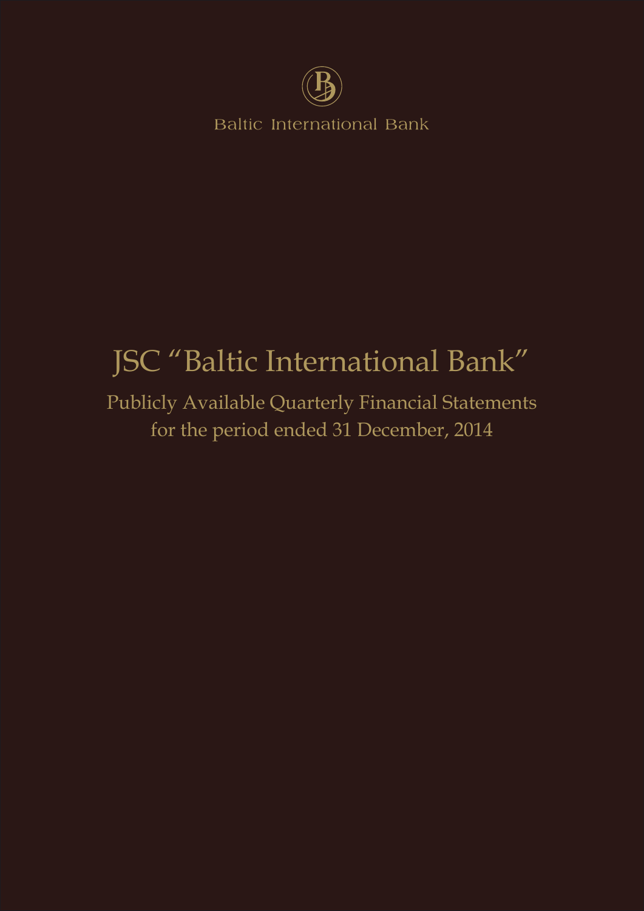Baltic International Bank

# JSC “Baltic International Bank”

Publicly Available Quarterly Financial Statements
for the period ended 31 December, 2014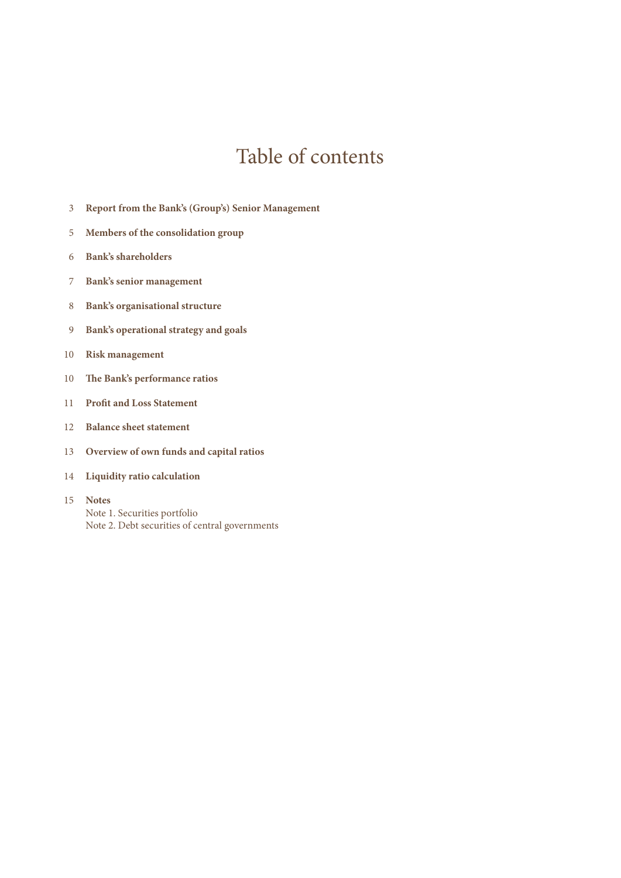# Table of contents

3 **Report from the Bank's (Group's) Senior Management**

5 **Members of the consolidation group**

6 **Bank's shareholders**

7 **Bank's senior management**

8 **Bank's organisational structure**

9 **Bank's operational strategy and goals**

10 **Risk management**

10 **The Bank's performance ratios**

11 **Profit and Loss Statement**

12 **Balance sheet statement**

13 **Overview of own funds and capital ratios**

14 **Liquidity ratio calculation**

15 **Notes**
Note 1. Securities portfolio
Note 2. Debt securities of central governments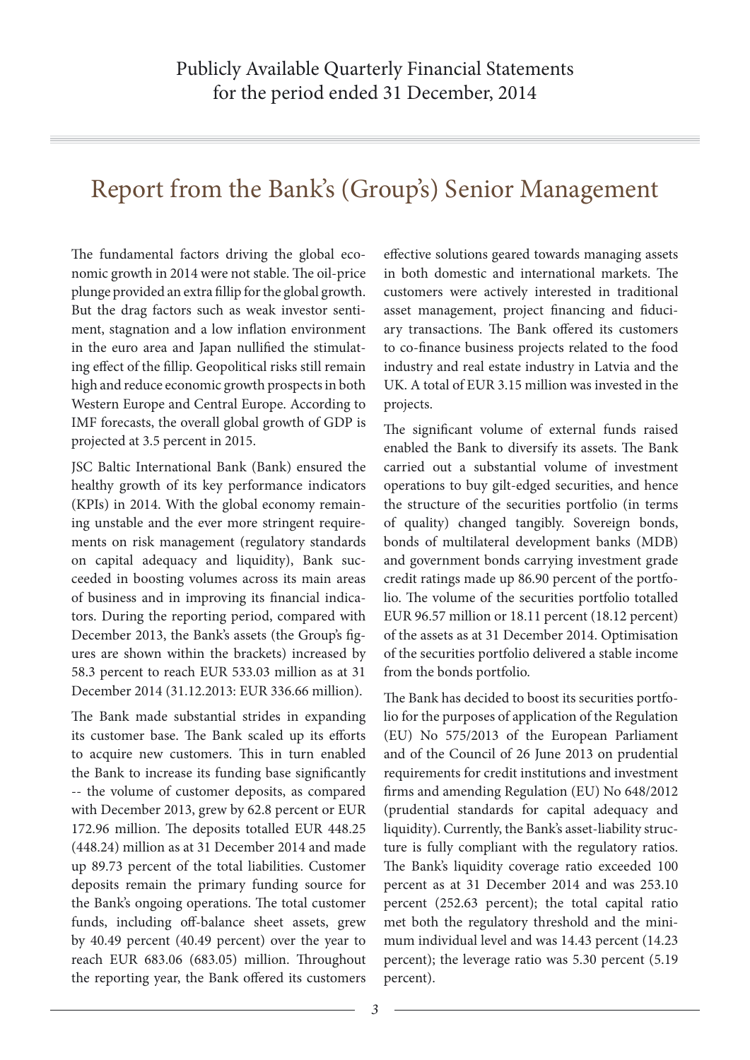Publicly Available Quarterly Financial Statements for the period ended 31 December, 2014

# Report from the Bank's (Group's) Senior Management

The fundamental factors driving the global economic growth in 2014 were not stable. The oil-price plunge provided an extra fillip for the global growth. But the drag factors such as weak investor sentiment, stagnation and a low inflation environment in the euro area and Japan nullified the stimulating effect of the fillip. Geopolitical risks still remain high and reduce economic growth prospects in both Western Europe and Central Europe. According to IMF forecasts, the overall global growth of GDP is projected at 3.5 percent in 2015.

JSC Baltic International Bank (Bank) ensured the healthy growth of its key performance indicators (KPIs) in 2014. With the global economy remaining unstable and the ever more stringent requirements on risk management (regulatory standards on capital adequacy and liquidity), Bank succeeded in boosting volumes across its main areas of business and in improving its financial indicators. During the reporting period, compared with December 2013, the Bank's assets (the Group's figures are shown within the brackets) increased by 58.3 percent to reach EUR 533.03 million as at 31 December 2014 (31.12.2013: EUR 336.66 million).

The Bank made substantial strides in expanding its customer base. The Bank scaled up its efforts to acquire new customers. This in turn enabled the Bank to increase its funding base significantly -- the volume of customer deposits, as compared with December 2013, grew by 62.8 percent or EUR 172.96 million. The deposits totalled EUR 448.25 (448.24) million as at 31 December 2014 and made up 89.73 percent of the total liabilities. Customer deposits remain the primary funding source for the Bank's ongoing operations. The total customer funds, including off-balance sheet assets, grew by 40.49 percent (40.49 percent) over the year to reach EUR 683.06 (683.05) million. Throughout the reporting year, the Bank offered its customers effective solutions geared towards managing assets in both domestic and international markets. The customers were actively interested in traditional asset management, project financing and fiduciary transactions. The Bank offered its customers to co-finance business projects related to the food industry and real estate industry in Latvia and the UK. A total of EUR 3.15 million was invested in the projects.

The significant volume of external funds raised enabled the Bank to diversify its assets. The Bank carried out a substantial volume of investment operations to buy gilt-edged securities, and hence the structure of the securities portfolio (in terms of quality) changed tangibly. Sovereign bonds, bonds of multilateral development banks (MDB) and government bonds carrying investment grade credit ratings made up 86.90 percent of the portfolio. The volume of the securities portfolio totalled EUR 96.57 million or 18.11 percent (18.12 percent) of the assets as at 31 December 2014. Optimisation of the securities portfolio delivered a stable income from the bonds portfolio.

The Bank has decided to boost its securities portfolio for the purposes of application of the Regulation (EU) No 575/2013 of the European Parliament and of the Council of 26 June 2013 on prudential requirements for credit institutions and investment firms and amending Regulation (EU) No 648/2012 (prudential standards for capital adequacy and liquidity). Currently, the Bank's asset-liability structure is fully compliant with the regulatory ratios. The Bank's liquidity coverage ratio exceeded 100 percent as at 31 December 2014 and was 253.10 percent (252.63 percent); the total capital ratio met both the regulatory threshold and the minimum individual level and was 14.43 percent (14.23 percent); the leverage ratio was 5.30 percent (5.19 percent).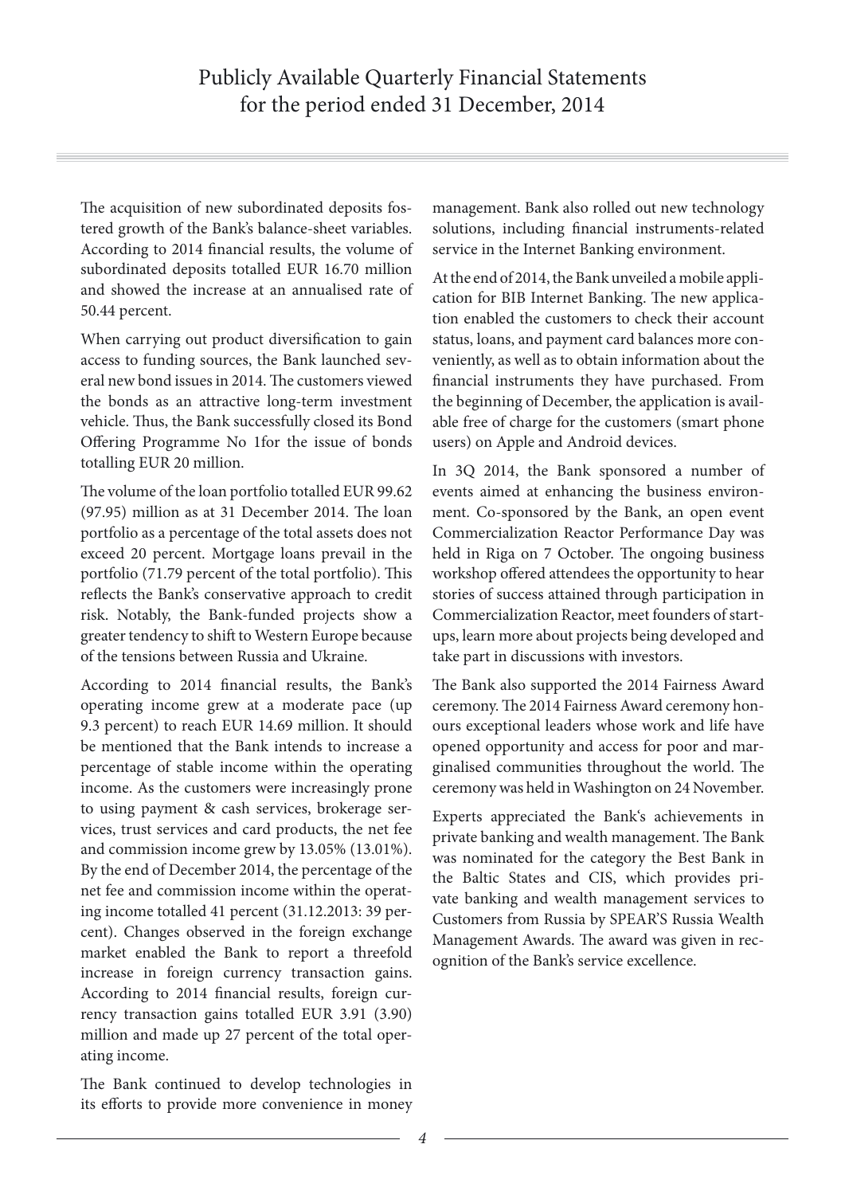# Publicly Available Quarterly Financial Statements for the period ended 31 December, 2014

The acquisition of new subordinated deposits fostered growth of the Bank's balance-sheet variables. According to 2014 financial results, the volume of subordinated deposits totalled EUR 16.70 million and showed the increase at an annualised rate of 50.44 percent.

When carrying out product diversification to gain access to funding sources, the Bank launched several new bond issues in 2014. The customers viewed the bonds as an attractive long-term investment vehicle. Thus, the Bank successfully closed its Bond Offering Programme No 1for the issue of bonds totalling EUR 20 million.

The volume of the loan portfolio totalled EUR 99.62 (97.95) million as at 31 December 2014. The loan portfolio as a percentage of the total assets does not exceed 20 percent. Mortgage loans prevail in the portfolio (71.79 percent of the total portfolio). This reflects the Bank's conservative approach to credit risk. Notably, the Bank-funded projects show a greater tendency to shift to Western Europe because of the tensions between Russia and Ukraine.

According to 2014 financial results, the Bank's operating income grew at a moderate pace (up 9.3 percent) to reach EUR 14.69 million. It should be mentioned that the Bank intends to increase a percentage of stable income within the operating income. As the customers were increasingly prone to using payment & cash services, brokerage services, trust services and card products, the net fee and commission income grew by 13.05% (13.01%). By the end of December 2014, the percentage of the net fee and commission income within the operating income totalled 41 percent (31.12.2013: 39 percent). Changes observed in the foreign exchange market enabled the Bank to report a threefold increase in foreign currency transaction gains. According to 2014 financial results, foreign currency transaction gains totalled EUR 3.91 (3.90) million and made up 27 percent of the total operating income.

The Bank continued to develop technologies in its efforts to provide more convenience in money management. Bank also rolled out new technology solutions, including financial instruments-related service in the Internet Banking environment.

At the end of 2014, the Bank unveiled a mobile application for BIB Internet Banking. The new application enabled the customers to check their account status, loans, and payment card balances more conveniently, as well as to obtain information about the financial instruments they have purchased. From the beginning of December, the application is available free of charge for the customers (smart phone users) on Apple and Android devices.

In 3Q 2014, the Bank sponsored a number of events aimed at enhancing the business environment. Co-sponsored by the Bank, an open event Commercialization Reactor Performance Day was held in Riga on 7 October. The ongoing business workshop offered attendees the opportunity to hear stories of success attained through participation in Commercialization Reactor, meet founders of startups, learn more about projects being developed and take part in discussions with investors.

The Bank also supported the 2014 Fairness Award ceremony. The 2014 Fairness Award ceremony honours exceptional leaders whose work and life have opened opportunity and access for poor and marginalised communities throughout the world. The ceremony was held in Washington on 24 November.

Experts appreciated the Bank's achievements in private banking and wealth management. The Bank was nominated for the category the Best Bank in the Baltic States and CIS, which provides private banking and wealth management services to Customers from Russia by SPEAR'S Russia Wealth Management Awards. The award was given in recognition of the Bank's service excellence.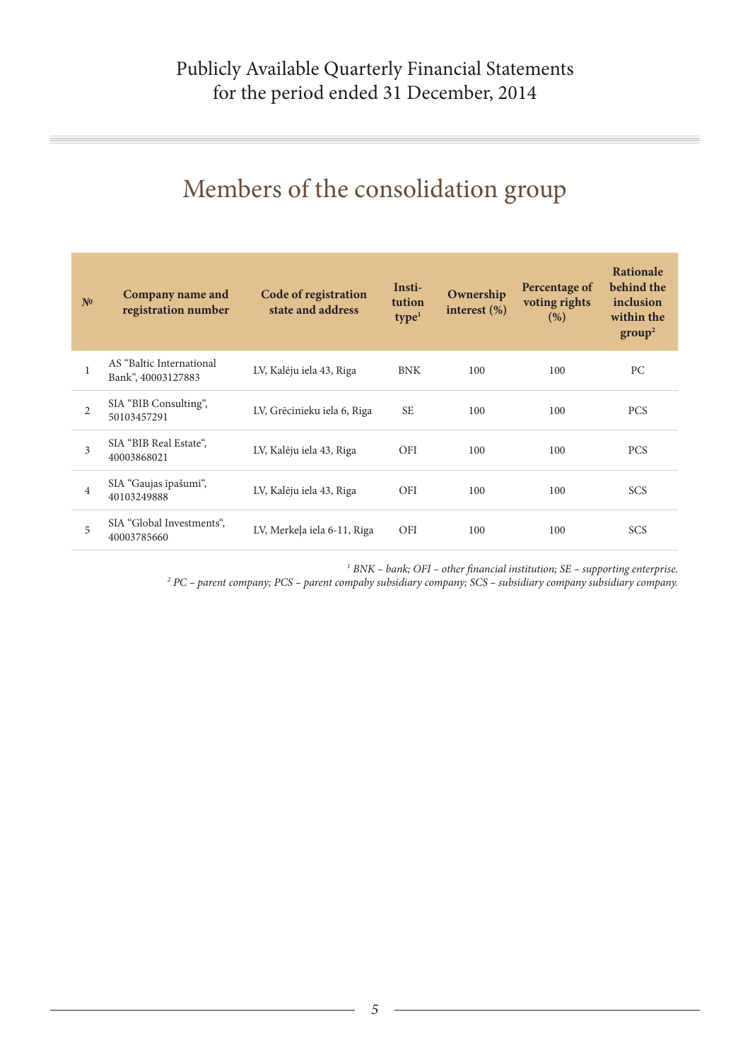# Members of the consolidation group

| № | Company name and registration number | Code of registration state and address | Institution type[1] | Ownership interest (%) | Percentage of voting rights (%) | Rationale behind the inclusion within the group[2] |
|---|---|---|---|---|---|---|
| 1 | AS "Baltic International Bank", 40003127883 | LV, Kalēju iela 43, Riga | BNK | 100 | 100 | PC |
| 2 | SIA "BIB Consulting", 50103457291 | LV, Grēcinieku iela 6, Riga | SE | 100 | 100 | PCS |
| 3 | SIA "BIB Real Estate", 40003868021 | LV, Kalēju iela 43, Riga | OFI | 100 | 100 | PCS |
| 4 | SIA "Gaujas īpašumi", 40103249888 | LV, Kalēju iela 43, Riga | OFI | 100 | 100 | SCS |
| 5 | SIA "Global Investments", 40003785660 | LV, Merkeļa iela 6-11, Riga | OFI | 100 | 100 | SCS |

*[1] BNK – bank; OFI – other financial institution; SE – supporting enterprise.*
*[2] PC – parent company; PCS – parent compaby subsidiary company; SCS – subsidiary company subsidiary company.*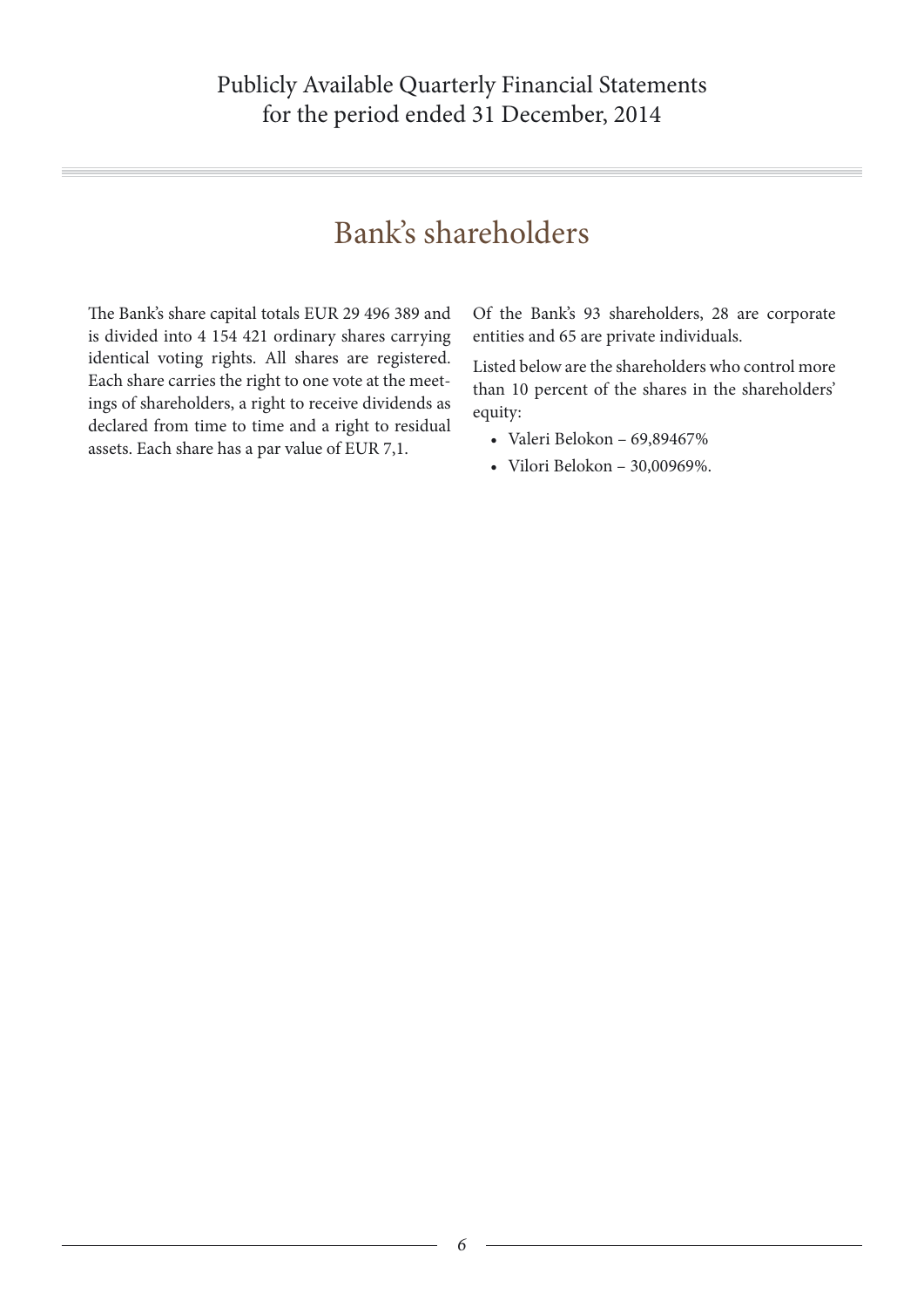# Bank's shareholders

The Bank's share capital totals EUR 29 496 389 and is divided into 4 154 421 ordinary shares carrying identical voting rights. All shares are registered. Each share carries the right to one vote at the meetings of shareholders, a right to receive dividends as declared from time to time and a right to residual assets. Each share has a par value of EUR 7,1.

Of the Bank's 93 shareholders, 28 are corporate entities and 65 are private individuals.

Listed below are the shareholders who control more than 10 percent of the shares in the shareholders' equity:

- Valeri Belokon – 69,89467%
- Vilori Belokon – 30,00969%.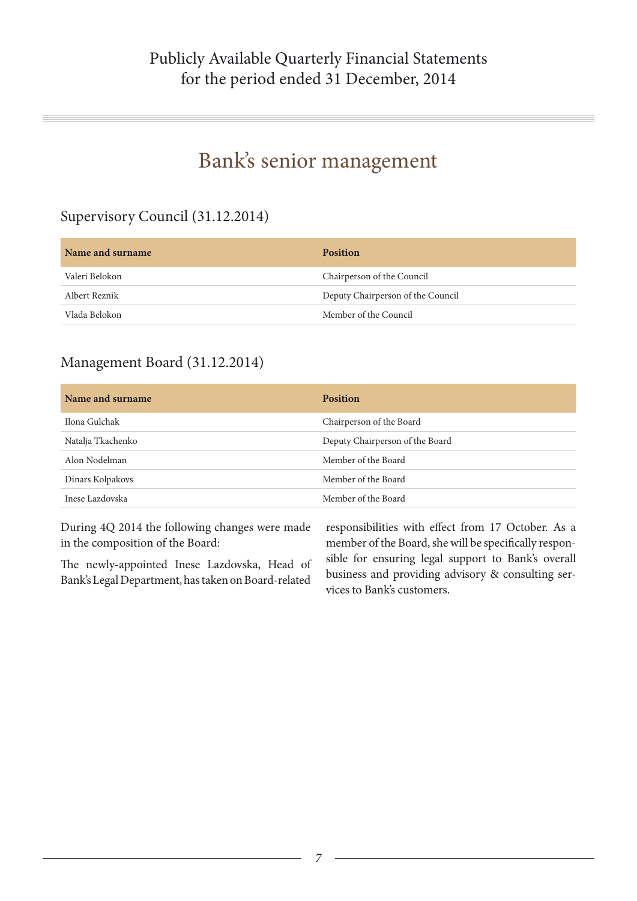# Bank's senior management

## Supervisory Council (31.12.2014)

| Name and surname | Position |
| --- | --- |
| Valeri Belokon | Chairperson of the Council |
| Albert Reznik | Deputy Chairperson of the Council |
| Vlada Belokon | Member of the Council |

## Management Board (31.12.2014)

| Name and surname | Position |
| --- | --- |
| Ilona Gulchak | Chairperson of the Board |
| Natalja Tkachenko | Deputy Chairperson of the Board |
| Alon Nodelman | Member of the Board |
| Dinars Kolpakovs | Member of the Board |
| Inese Lazdovska | Member of the Board |

During 4Q 2014 the following changes were made in the composition of the Board:

The newly-appointed Inese Lazdovska, Head of Bank's Legal Department, has taken on Board-related responsibilities with effect from 17 October. As a member of the Board, she will be specifically responsible for ensuring legal support to Bank's overall business and providing advisory & consulting services to Bank's customers.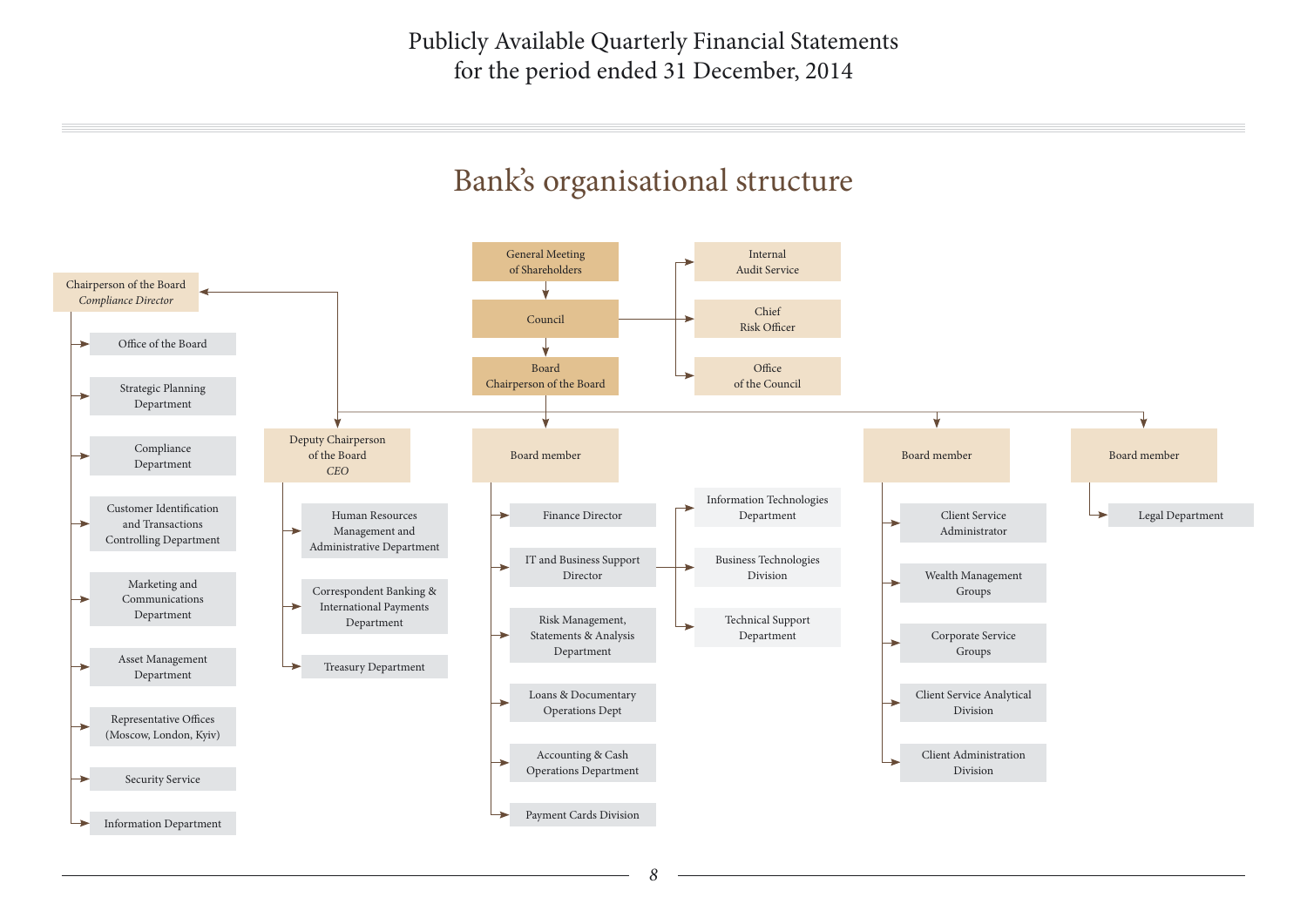# Bank's organisational structure

General Meeting of Shareholders

Council

- Internal Audit Service
- Chief Risk Officer
- Office of the Council

Board
Chairperson of the Board

Chairperson of the Board
*Compliance Director*

- Office of the Board
- Strategic Planning Department
- Compliance Department
- Customer Identification and Transactions Controlling Department
- Marketing and Communications Department
- Asset Management Department
- Representative Offices (Moscow, London, Kyiv)
- Security Service
- Information Department

Deputy Chairperson of the Board
*CEO*

- Human Resources Management and Administrative Department
- Correspondent Banking & International Payments Department
- Treasury Department

Board member

- Finance Director
- IT and Business Support Director
  - Information Technologies Department
  - Business Technologies Division
  - Technical Support Department
- Risk Management, Statements & Analysis Department
- Loans & Documentary Operations Dept
- Accounting & Cash Operations Department
- Payment Cards Division

Board member

- Client Service Administrator
- Wealth Management Groups
- Corporate Service Groups
- Client Service Analytical Division
- Client Administration Division

Board member

- Legal Department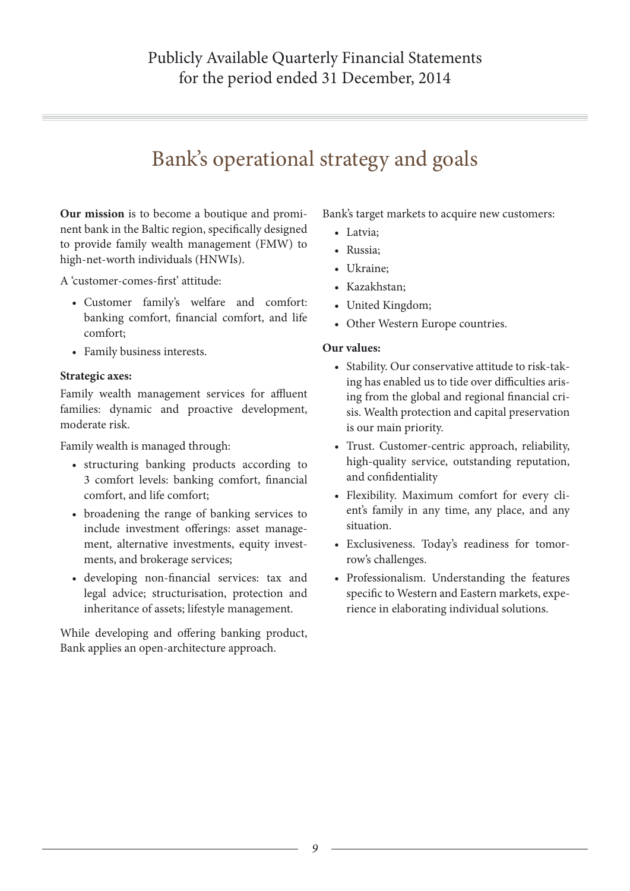# Bank's operational strategy and goals

**Our mission** is to become a boutique and prominent bank in the Baltic region, specifically designed to provide family wealth management (FMW) to high-net-worth individuals (HNWIs).

A 'customer-comes-first' attitude:

- Customer family's welfare and comfort: banking comfort, financial comfort, and life comfort;
- Family business interests.

**Strategic axes:**

Family wealth management services for affluent families: dynamic and proactive development, moderate risk.

Family wealth is managed through:

- structuring banking products according to 3 comfort levels: banking comfort, financial comfort, and life comfort;
- broadening the range of banking services to include investment offerings: asset management, alternative investments, equity investments, and brokerage services;
- developing non-financial services: tax and legal advice; structurisation, protection and inheritance of assets; lifestyle management.

While developing and offering banking product, Bank applies an open-architecture approach.

Bank's target markets to acquire new customers:

- Latvia;
- Russia;
- Ukraine;
- Kazakhstan;
- United Kingdom;
- Other Western Europe countries.

**Our values:**

- Stability. Our conservative attitude to risk-taking has enabled us to tide over difficulties arising from the global and regional financial crisis. Wealth protection and capital preservation is our main priority.
- Trust. Customer-centric approach, reliability, high-quality service, outstanding reputation, and confidentiality
- Flexibility. Maximum comfort for every client's family in any time, any place, and any situation.
- Exclusiveness. Today's readiness for tomorrow's challenges.
- Professionalism. Understanding the features specific to Western and Eastern markets, experience in elaborating individual solutions.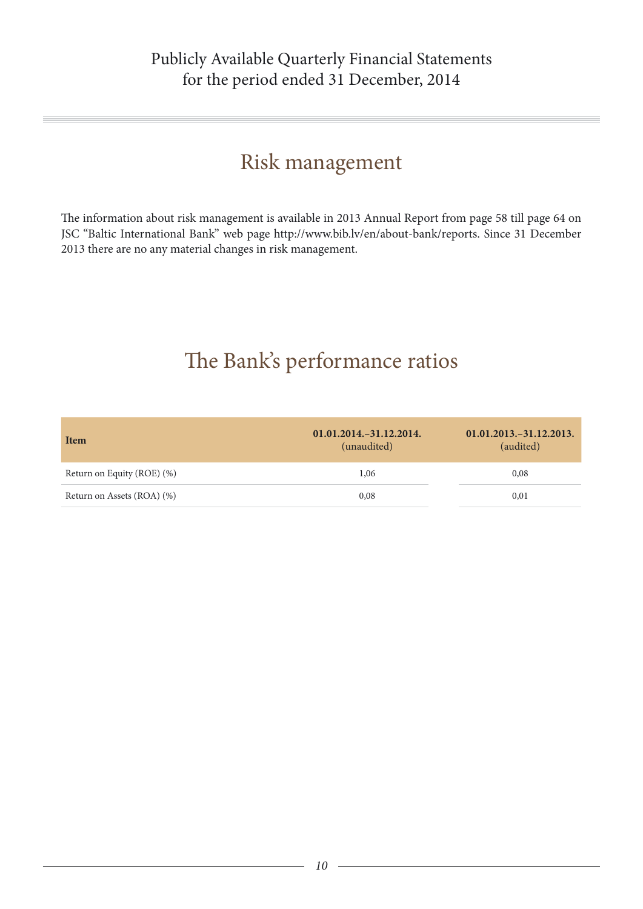# Risk management

The information about risk management is available in 2013 Annual Report from page 58 till page 64 on JSC "Baltic International Bank" web page http://www.bib.lv/en/about-bank/reports. Since 31 December 2013 there are no any material changes in risk management.

# The Bank's performance ratios

| **Item** | **01.01.2014.–31.12.2014.** (unaudited) | **01.01.2013.–31.12.2013.** (audited) |
|---|---|---|
| Return on Equity (ROE) (%) | 1,06 | 0,08 |
| Return on Assets (ROA) (%) | 0,08 | 0,01 |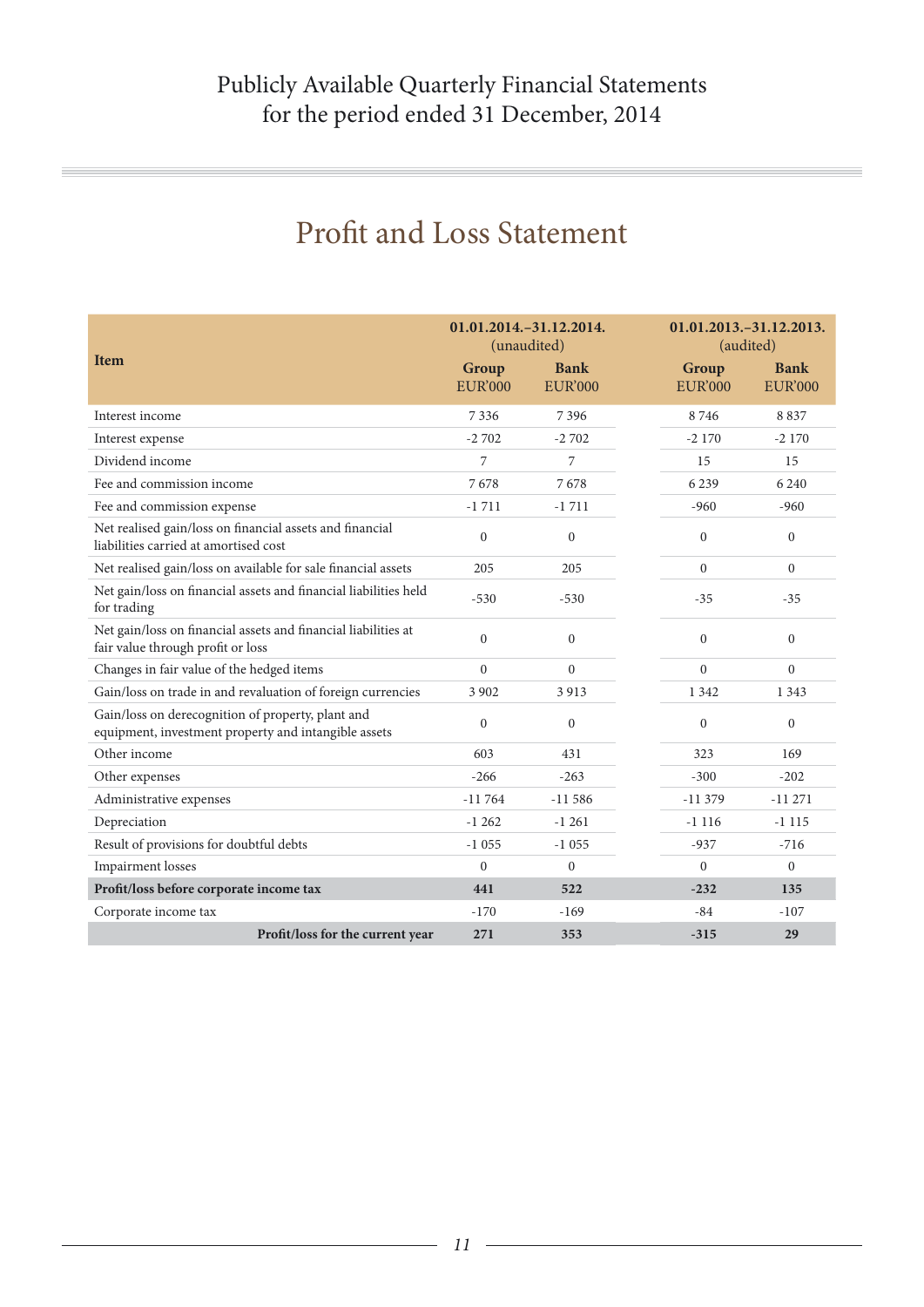# Publicly Available Quarterly Financial Statements for the period ended 31 December, 2014

## Profit and Loss Statement

| Item | 01.01.2014.–31.12.2014. (unaudited) | | 01.01.2013.–31.12.2013. (audited) | |
|---|---|---|---|---|
| | Group EUR'000 | Bank EUR'000 | Group EUR'000 | Bank EUR'000 |
| Interest income | 7 336 | 7 396 | 8 746 | 8 837 |
| Interest expense | -2 702 | -2 702 | -2 170 | -2 170 |
| Dividend income | 7 | 7 | 15 | 15 |
| Fee and commission income | 7 678 | 7 678 | 6 239 | 6 240 |
| Fee and commission expense | -1 711 | -1 711 | -960 | -960 |
| Net realised gain/loss on financial assets and financial liabilities carried at amortised cost | 0 | 0 | 0 | 0 |
| Net realised gain/loss on available for sale financial assets | 205 | 205 | 0 | 0 |
| Net gain/loss on financial assets and financial liabilities held for trading | -530 | -530 | -35 | -35 |
| Net gain/loss on financial assets and financial liabilities at fair value through profit or loss | 0 | 0 | 0 | 0 |
| Changes in fair value of the hedged items | 0 | 0 | 0 | 0 |
| Gain/loss on trade in and revaluation of foreign currencies | 3 902 | 3 913 | 1 342 | 1 343 |
| Gain/loss on derecognition of property, plant and equipment, investment property and intangible assets | 0 | 0 | 0 | 0 |
| Other income | 603 | 431 | 323 | 169 |
| Other expenses | -266 | -263 | -300 | -202 |
| Administrative expenses | -11 764 | -11 586 | -11 379 | -11 271 |
| Depreciation | -1 262 | -1 261 | -1 116 | -1 115 |
| Result of provisions for doubtful debts | -1 055 | -1 055 | -937 | -716 |
| Impairment losses | 0 | 0 | 0 | 0 |
| **Profit/loss before corporate income tax** | **441** | **522** | **-232** | **135** |
| Corporate income tax | -170 | -169 | -84 | -107 |
| **Profit/loss for the current year** | **271** | **353** | **-315** | **29** |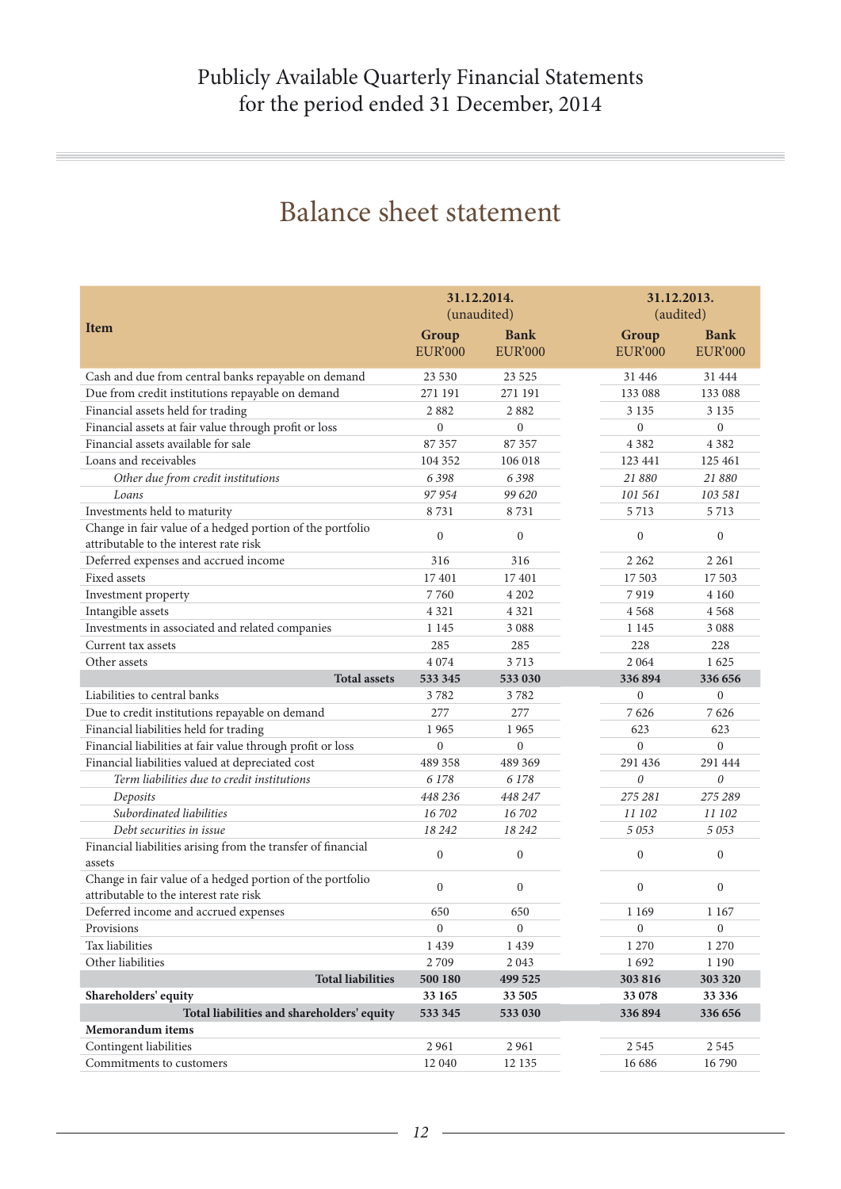# Publicly Available Quarterly Financial Statements for the period ended 31 December, 2014

## Balance sheet statement

| Item | 31.12.2014. (unaudited) | | 31.12.2013. (audited) | |
|---|---|---|---|---|
| | Group EUR'000 | Bank EUR'000 | Group EUR'000 | Bank EUR'000 |
| Cash and due from central banks repayable on demand | 23 530 | 23 525 | 31 446 | 31 444 |
| Due from credit institutions repayable on demand | 271 191 | 271 191 | 133 088 | 133 088 |
| Financial assets held for trading | 2 882 | 2 882 | 3 135 | 3 135 |
| Financial assets at fair value through profit or loss | 0 | 0 | 0 | 0 |
| Financial assets available for sale | 87 357 | 87 357 | 4 382 | 4 382 |
| Loans and receivables | 104 352 | 106 018 | 123 441 | 125 461 |
| *Other due from credit institutions* | *6 398* | *6 398* | *21 880* | *21 880* |
| *Loans* | *97 954* | *99 620* | *101 561* | *103 581* |
| Investments held to maturity | 8 731 | 8 731 | 5 713 | 5 713 |
| Change in fair value of a hedged portion of the portfolio attributable to the interest rate risk | 0 | 0 | 0 | 0 |
| Deferred expenses and accrued income | 316 | 316 | 2 262 | 2 261 |
| Fixed assets | 17 401 | 17 401 | 17 503 | 17 503 |
| Investment property | 7 760 | 4 202 | 7 919 | 4 160 |
| Intangible assets | 4 321 | 4 321 | 4 568 | 4 568 |
| Investments in associated and related companies | 1 145 | 3 088 | 1 145 | 3 088 |
| Current tax assets | 285 | 285 | 228 | 228 |
| Other assets | 4 074 | 3 713 | 2 064 | 1 625 |
| **Total assets** | **533 345** | **533 030** | **336 894** | **336 656** |
| Liabilities to central banks | 3 782 | 3 782 | 0 | 0 |
| Due to credit institutions repayable on demand | 277 | 277 | 7 626 | 7 626 |
| Financial liabilities held for trading | 1 965 | 1 965 | 623 | 623 |
| Financial liabilities at fair value through profit or loss | 0 | 0 | 0 | 0 |
| Financial liabilities valued at depreciated cost | 489 358 | 489 369 | 291 436 | 291 444 |
| *Term liabilities due to credit institutions* | *6 178* | *6 178* | *0* | *0* |
| *Deposits* | *448 236* | *448 247* | *275 281* | *275 289* |
| *Subordinated liabilities* | *16 702* | *16 702* | *11 102* | *11 102* |
| *Debt securities in issue* | *18 242* | *18 242* | *5 053* | *5 053* |
| Financial liabilities arising from the transfer of financial assets | 0 | 0 | 0 | 0 |
| Change in fair value of a hedged portion of the portfolio attributable to the interest rate risk | 0 | 0 | 0 | 0 |
| Deferred income and accrued expenses | 650 | 650 | 1 169 | 1 167 |
| Provisions | 0 | 0 | 0 | 0 |
| Tax liabilities | 1 439 | 1 439 | 1 270 | 1 270 |
| Other liabilities | 2 709 | 2 043 | 1 692 | 1 190 |
| **Total liabilities** | **500 180** | **499 525** | **303 816** | **303 320** |
| **Shareholders' equity** | **33 165** | **33 505** | **33 078** | **33 336** |
| **Total liabilities and shareholders' equity** | **533 345** | **533 030** | **336 894** | **336 656** |
| **Memorandum items** | | | | |
| Contingent liabilities | 2 961 | 2 961 | 2 545 | 2 545 |
| Commitments to customers | 12 040 | 12 135 | 16 686 | 16 790 |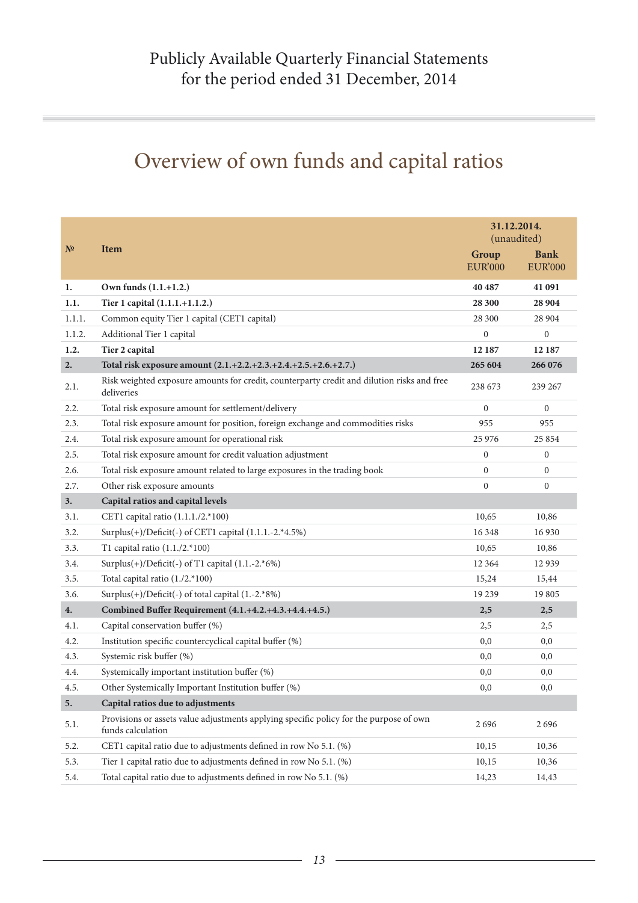Publicly Available Quarterly Financial Statements
for the period ended 31 December, 2014

# Overview of own funds and capital ratios

| № | Item | 31.12.2014. (unaudited) | |
|---|---|---|---|
| | | Group EUR'000 | Bank EUR'000 |
| **1.** | **Own funds (1.1.+1.2.)** | **40 487** | **41 091** |
| **1.1.** | **Tier 1 capital (1.1.1.+1.1.2.)** | **28 300** | **28 904** |
| 1.1.1. | Common equity Tier 1 capital (CET1 capital) | 28 300 | 28 904 |
| 1.1.2. | Additional Tier 1 capital | 0 | 0 |
| **1.2.** | **Tier 2 capital** | **12 187** | **12 187** |
| **2.** | **Total risk exposure amount (2.1.+2.2.+2.3.+2.4.+2.5.+2.6.+2.7.)** | **265 604** | **266 076** |
| 2.1. | Risk weighted exposure amounts for credit, counterparty credit and dilution risks and free deliveries | 238 673 | 239 267 |
| 2.2. | Total risk exposure amount for settlement/delivery | 0 | 0 |
| 2.3. | Total risk exposure amount for position, foreign exchange and commodities risks | 955 | 955 |
| 2.4. | Total risk exposure amount for operational risk | 25 976 | 25 854 |
| 2.5. | Total risk exposure amount for credit valuation adjustment | 0 | 0 |
| 2.6. | Total risk exposure amount related to large exposures in the trading book | 0 | 0 |
| 2.7. | Other risk exposure amounts | 0 | 0 |
| **3.** | **Capital ratios and capital levels** | | |
| 3.1. | CET1 capital ratio (1.1.1./2.*100) | 10,65 | 10,86 |
| 3.2. | Surplus(+)/Deficit(-) of CET1 capital (1.1.1.-2.*4.5%) | 16 348 | 16 930 |
| 3.3. | T1 capital ratio (1.1./2.*100) | 10,65 | 10,86 |
| 3.4. | Surplus(+)/Deficit(-) of T1 capital (1.1.-2.*6%) | 12 364 | 12 939 |
| 3.5. | Total capital ratio (1./2.*100) | 15,24 | 15,44 |
| 3.6. | Surplus(+)/Deficit(-) of total capital (1.-2.*8%) | 19 239 | 19 805 |
| **4.** | **Combined Buffer Requirement (4.1.+4.2.+4.3.+4.4.+4.5.)** | **2,5** | **2,5** |
| 4.1. | Capital conservation buffer (%) | 2,5 | 2,5 |
| 4.2. | Institution specific countercyclical capital buffer (%) | 0,0 | 0,0 |
| 4.3. | Systemic risk buffer (%) | 0,0 | 0,0 |
| 4.4. | Systemically important institution buffer (%) | 0,0 | 0,0 |
| 4.5. | Other Systemically Important Institution buffer (%) | 0,0 | 0,0 |
| **5.** | **Capital ratios due to adjustments** | | |
| 5.1. | Provisions or assets value adjustments applying specific policy for the purpose of own funds calculation | 2 696 | 2 696 |
| 5.2. | CET1 capital ratio due to adjustments defined in row No 5.1. (%) | 10,15 | 10,36 |
| 5.3. | Tier 1 capital ratio due to adjustments defined in row No 5.1. (%) | 10,15 | 10,36 |
| 5.4. | Total capital ratio due to adjustments defined in row No 5.1. (%) | 14,23 | 14,43 |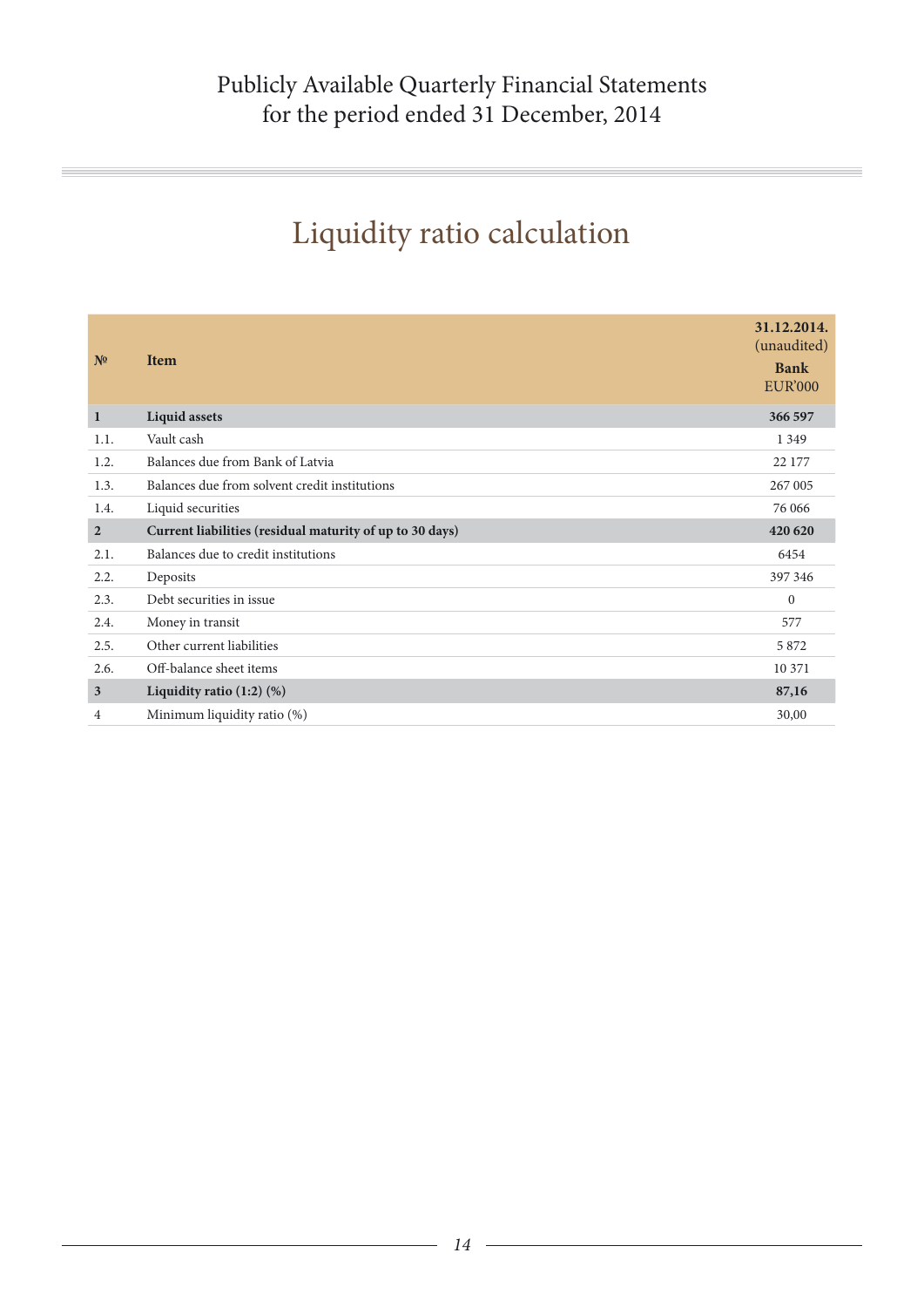Publicly Available Quarterly Financial Statements
for the period ended 31 December, 2014

# Liquidity ratio calculation

| № | Item | **31.12.2014.** (unaudited) **Bank** EUR'000 |
|---|---|---|
| **1** | **Liquid assets** | **366 597** |
| 1.1. | Vault cash | 1 349 |
| 1.2. | Balances due from Bank of Latvia | 22 177 |
| 1.3. | Balances due from solvent credit institutions | 267 005 |
| 1.4. | Liquid securities | 76 066 |
| **2** | **Current liabilities (residual maturity of up to 30 days)** | **420 620** |
| 2.1. | Balances due to credit institutions | 6454 |
| 2.2. | Deposits | 397 346 |
| 2.3. | Debt securities in issue | 0 |
| 2.4. | Money in transit | 577 |
| 2.5. | Other current liabilities | 5 872 |
| 2.6. | Off-balance sheet items | 10 371 |
| **3** | **Liquidity ratio (1:2) (%)** | **87,16** |
| 4 | Minimum liquidity ratio (%) | 30,00 |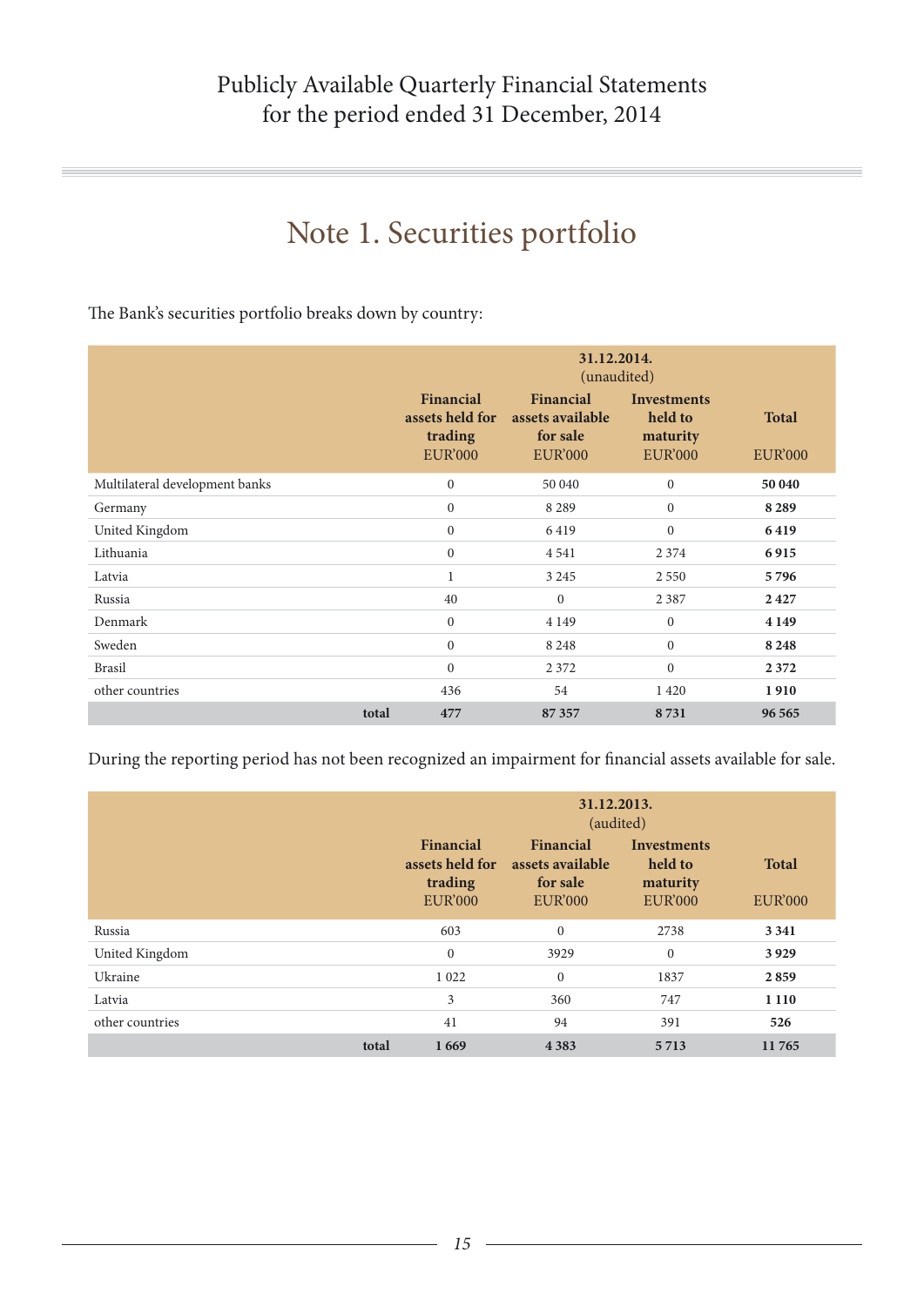# Note 1. Securities portfolio

The Bank's securities portfolio breaks down by country:

| | 31.12.2014. (unaudited) | | | |
|---|---|---|---|---|
| | Financial assets held for trading EUR'000 | Financial assets available for sale EUR'000 | Investments held to maturity EUR'000 | Total EUR'000 |
| Multilateral development banks | 0 | 50 040 | 0 | **50 040** |
| Germany | 0 | 8 289 | 0 | **8 289** |
| United Kingdom | 0 | 6 419 | 0 | **6 419** |
| Lithuania | 0 | 4 541 | 2 374 | **6 915** |
| Latvia | 1 | 3 245 | 2 550 | **5 796** |
| Russia | 40 | 0 | 2 387 | **2 427** |
| Denmark | 0 | 4 149 | 0 | **4 149** |
| Sweden | 0 | 8 248 | 0 | **8 248** |
| Brasil | 0 | 2 372 | 0 | **2 372** |
| other countries | 436 | 54 | 1 420 | **1 910** |
| **total** | **477** | **87 357** | **8 731** | **96 565** |

During the reporting period has not been recognized an impairment for financial assets available for sale.

| | 31.12.2013. (audited) | | | |
|---|---|---|---|---|
| | Financial assets held for trading EUR'000 | Financial assets available for sale EUR'000 | Investments held to maturity EUR'000 | Total EUR'000 |
| Russia | 603 | 0 | 2738 | **3 341** |
| United Kingdom | 0 | 3929 | 0 | **3 929** |
| Ukraine | 1 022 | 0 | 1837 | **2 859** |
| Latvia | 3 | 360 | 747 | **1 110** |
| other countries | 41 | 94 | 391 | **526** |
| **total** | **1 669** | **4 383** | **5 713** | **11 765** |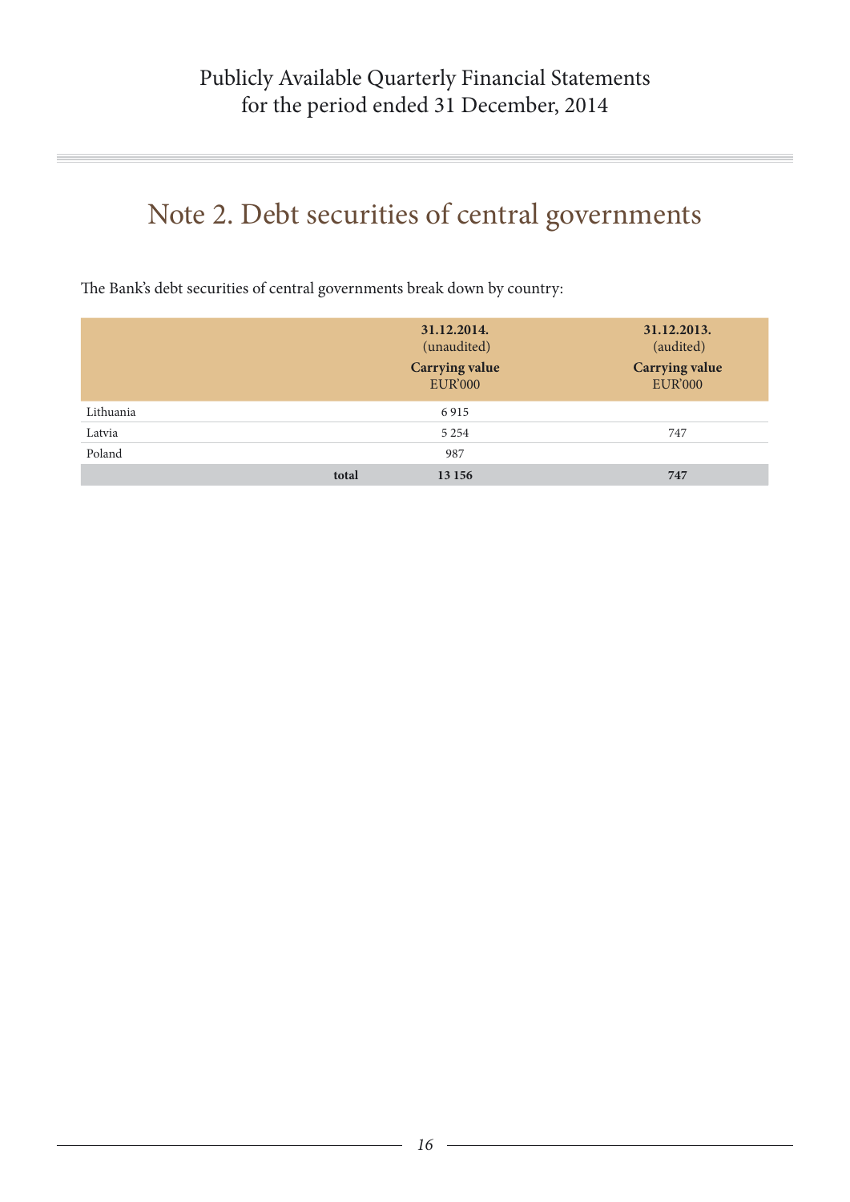# Note 2. Debt securities of central governments

The Bank's debt securities of central governments break down by country:

| | 31.12.2014. (unaudited) Carrying value EUR'000 | 31.12.2013. (audited) Carrying value EUR'000 |
|---|---|---|
| Lithuania | 6 915 | |
| Latvia | 5 254 | 747 |
| Poland | 987 | |
| **total** | **13 156** | **747** |